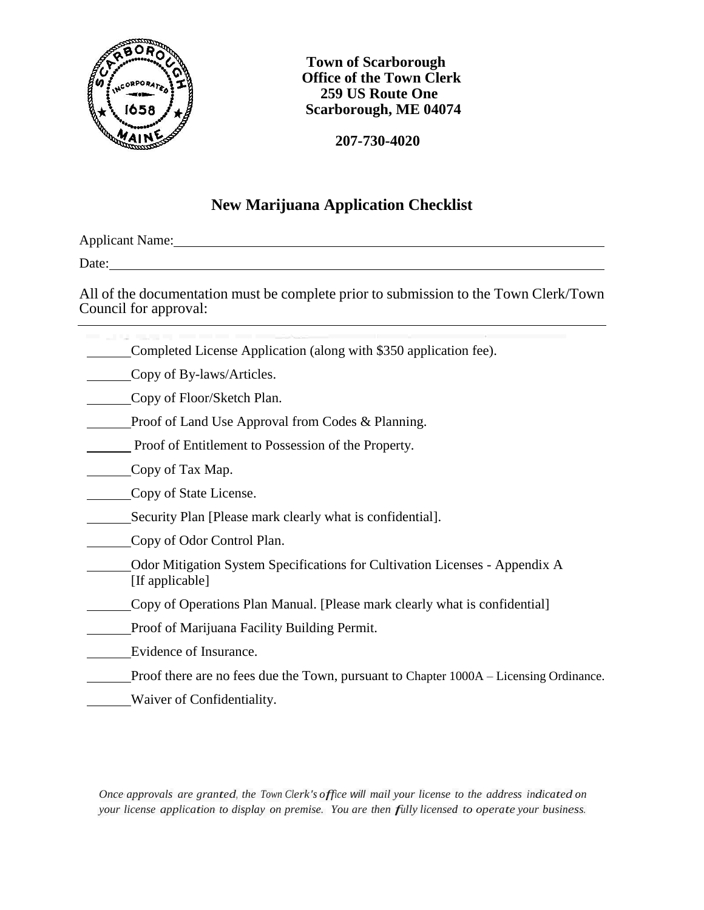**Town of Scarborough**
**Office of the Town Clerk**
**259 US Route One**
**Scarborough, ME 04074**

**207-730-4020**

# New Marijuana Application Checklist

Applicant Name:\_\_\_\_\_\_\_\_\_\_\_\_\_\_\_\_\_\_\_\_\_\_\_\_\_\_\_\_\_\_\_\_\_\_\_\_\_\_\_\_\_\_\_\_\_\_\_\_\_\_

Date:\_\_\_\_\_\_\_\_\_\_\_\_\_\_\_\_\_\_\_\_\_\_\_\_\_\_\_\_\_\_\_\_\_\_\_\_\_\_\_\_\_\_\_\_\_\_\_\_\_\_\_\_\_\_\_\_\_\_

All of the documentation must be complete prior to submission to the Town Clerk/Town Council for approval:

---

\_\_\_\_\_\_Completed License Application (along with $350 application fee).

\_\_\_\_\_\_Copy of By-laws/Articles.

\_\_\_\_\_\_Copy of Floor/Sketch Plan.

\_\_\_\_\_\_Proof of Land Use Approval from Codes & Planning.

\_\_\_\_\_\_ Proof of Entitlement to Possession of the Property.

\_\_\_\_\_\_Copy of Tax Map.

\_\_\_\_\_\_Copy of State License.

\_\_\_\_\_\_Security Plan [Please mark clearly what is confidential].

\_\_\_\_\_\_Copy of Odor Control Plan.

\_\_\_\_\_\_Odor Mitigation System Specifications for Cultivation Licenses - Appendix A [If applicable]

\_\_\_\_\_\_Copy of Operations Plan Manual. [Please mark clearly what is confidential]

\_\_\_\_\_\_Proof of Marijuana Facility Building Permit.

\_\_\_\_\_\_Evidence of Insurance.

\_\_\_\_\_\_Proof there are no fees due the Town, pursuant to Chapter 1000A – Licensing Ordinance.

\_\_\_\_\_\_Waiver of Confidentiality.

*Once approvals are granted, the Town Clerk's office will mail your license to the address indicated on your license application to display on premise. You are then fully licensed to operate your business.*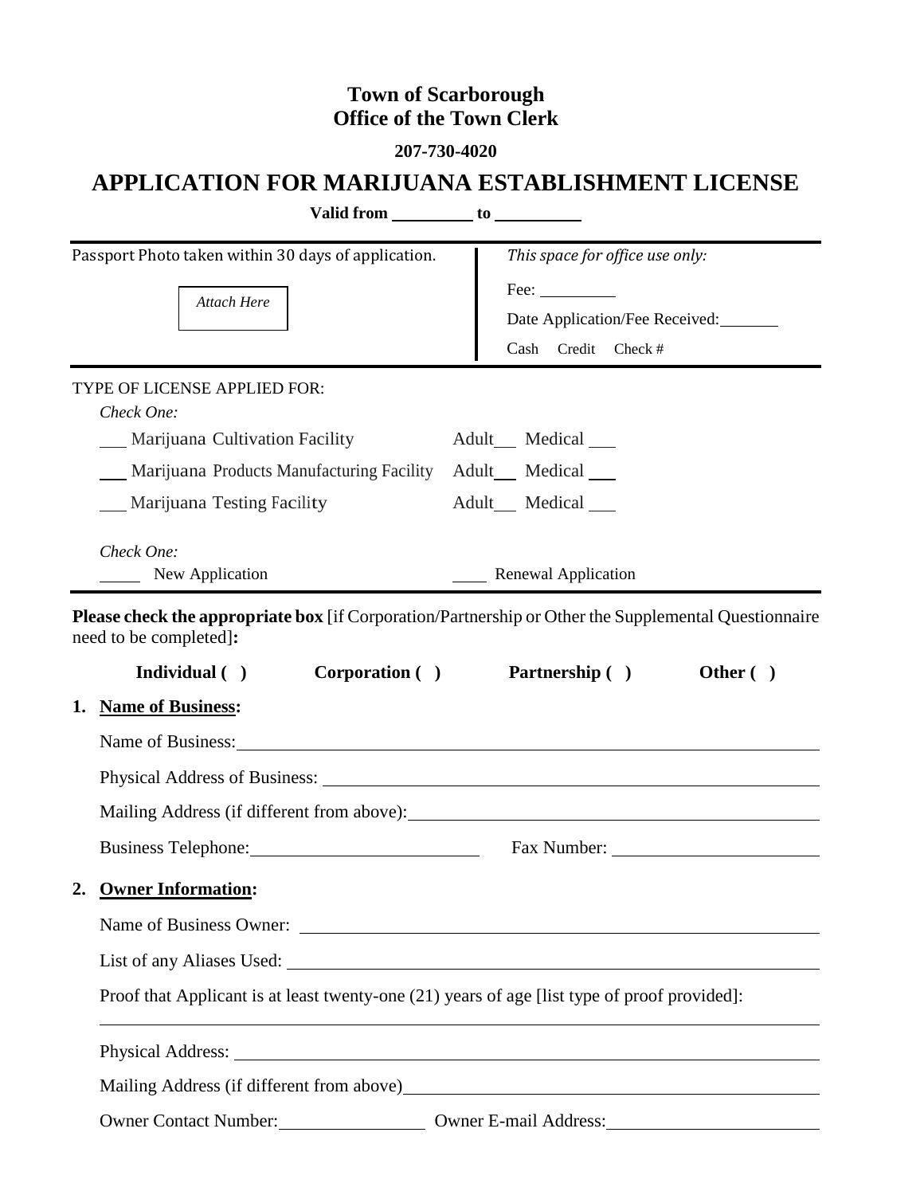# Town of Scarborough
## Office of the Town Clerk

**207-730-4020**

# APPLICATION FOR MARIJUANA ESTABLISHMENT LICENSE

**Valid from \_\_\_\_\_\_\_\_\_\_ to \_\_\_\_\_\_\_\_\_\_**

| Passport Photo taken within 30 days of application. | *This space for office use only:* |
|---|---|
| *Attach Here* | Fee: \_\_\_\_\_\_\_\_\_\_ |
| | Date Application/Fee Received: \_\_\_\_\_\_\_\_ |
| | Cash Credit Check # |

TYPE OF LICENSE APPLIED FOR:

*Check One:*

\_\_\_ Marijuana Cultivation Facility Adult\_\_\_ Medical \_\_\_

\_\_\_ Marijuana Products Manufacturing Facility Adult\_\_\_ Medical \_\_\_

\_\_\_ Marijuana Testing Facility Adult\_\_\_ Medical \_\_\_

*Check One:*

\_\_\_\_\_ New Application \_\_\_\_\_ Renewal Application

**Please check the appropriate box** [if Corporation/Partnership or Other the Supplemental Questionnaire need to be completed]**:**

**Individual ( )** **Corporation ( )** **Partnership ( )** **Other ( )**

1. **Name of Business:**

   Name of Business: \_\_\_\_\_\_\_\_\_\_\_\_\_\_\_\_\_\_\_\_\_\_\_\_\_\_\_\_\_\_\_\_\_\_\_\_\_\_\_\_

   Physical Address of Business: \_\_\_\_\_\_\_\_\_\_\_\_\_\_\_\_\_\_\_\_\_\_\_\_\_\_\_\_\_\_\_\_\_\_\_\_\_\_\_\_

   Mailing Address (if different from above): \_\_\_\_\_\_\_\_\_\_\_\_\_\_\_\_\_\_\_\_\_\_\_\_\_\_\_\_\_\_\_\_\_\_\_\_\_\_\_\_

   Business Telephone: \_\_\_\_\_\_\_\_\_\_\_\_\_\_\_\_\_\_\_\_ Fax Number: \_\_\_\_\_\_\_\_\_\_\_\_\_\_\_\_\_\_\_\_

2. **Owner Information:**

   Name of Business Owner: \_\_\_\_\_\_\_\_\_\_\_\_\_\_\_\_\_\_\_\_\_\_\_\_\_\_\_\_\_\_\_\_\_\_\_\_\_\_\_\_

   List of any Aliases Used: \_\_\_\_\_\_\_\_\_\_\_\_\_\_\_\_\_\_\_\_\_\_\_\_\_\_\_\_\_\_\_\_\_\_\_\_\_\_\_\_

   Proof that Applicant is at least twenty-one (21) years of age [list type of proof provided]:

   \_\_\_\_\_\_\_\_\_\_\_\_\_\_\_\_\_\_\_\_\_\_\_\_\_\_\_\_\_\_\_\_\_\_\_\_\_\_\_\_\_\_\_\_\_\_\_\_\_\_\_\_\_\_\_\_\_\_\_\_

   Physical Address: \_\_\_\_\_\_\_\_\_\_\_\_\_\_\_\_\_\_\_\_\_\_\_\_\_\_\_\_\_\_\_\_\_\_\_\_\_\_\_\_

   Mailing Address (if different from above) \_\_\_\_\_\_\_\_\_\_\_\_\_\_\_\_\_\_\_\_\_\_\_\_\_\_\_\_\_\_\_\_\_\_\_\_\_\_\_\_

   Owner Contact Number: \_\_\_\_\_\_\_\_\_\_\_\_\_\_\_\_ Owner E-mail Address: \_\_\_\_\_\_\_\_\_\_\_\_\_\_\_\_\_\_\_\_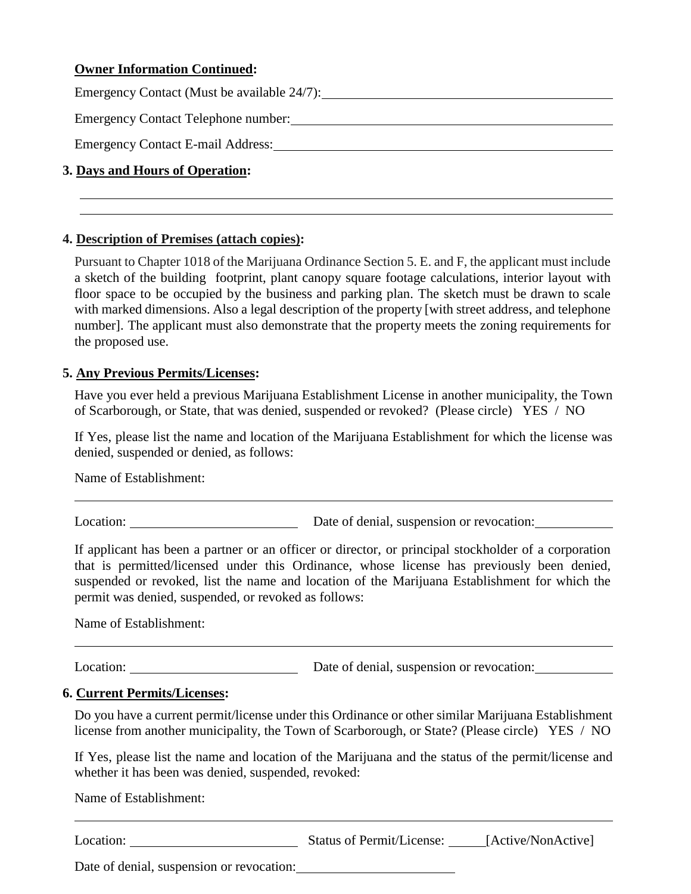**Owner Information Continued:**

Emergency Contact (Must be available 24/7): ______________________________

Emergency Contact Telephone number: ______________________________

Emergency Contact E-mail Address: ______________________________

**3. Days and Hours of Operation:**

______________________________________________________________

______________________________________________________________

**4. Description of Premises (attach copies):**

Pursuant to Chapter 1018 of the Marijuana Ordinance Section 5. E. and F, the applicant must include a sketch of the building footprint, plant canopy square footage calculations, interior layout with floor space to be occupied by the business and parking plan. The sketch must be drawn to scale with marked dimensions. Also a legal description of the property [with street address, and telephone number]. The applicant must also demonstrate that the property meets the zoning requirements for the proposed use.

**5. Any Previous Permits/Licenses:**

Have you ever held a previous Marijuana Establishment License in another municipality, the Town of Scarborough, or State, that was denied, suspended or revoked? (Please circle) YES / NO

If Yes, please list the name and location of the Marijuana Establishment for which the license was denied, suspended or denied, as follows:

Name of Establishment:

______________________________________________________________

Location: ____________________ Date of denial, suspension or revocation: __________

If applicant has been a partner or an officer or director, or principal stockholder of a corporation that is permitted/licensed under this Ordinance, whose license has previously been denied, suspended or revoked, list the name and location of the Marijuana Establishment for which the permit was denied, suspended, or revoked as follows:

Name of Establishment:

______________________________________________________________

Location: ____________________ Date of denial, suspension or revocation: __________

**6. Current Permits/Licenses:**

Do you have a current permit/license under this Ordinance or other similar Marijuana Establishment license from another municipality, the Town of Scarborough, or State? (Please circle) YES / NO

If Yes, please list the name and location of the Marijuana and the status of the permit/license and whether it has been was denied, suspended, revoked:

Name of Establishment:

______________________________________________________________

Location: ____________________ Status of Permit/License: _____[Active/NonActive]

Date of denial, suspension or revocation: ____________________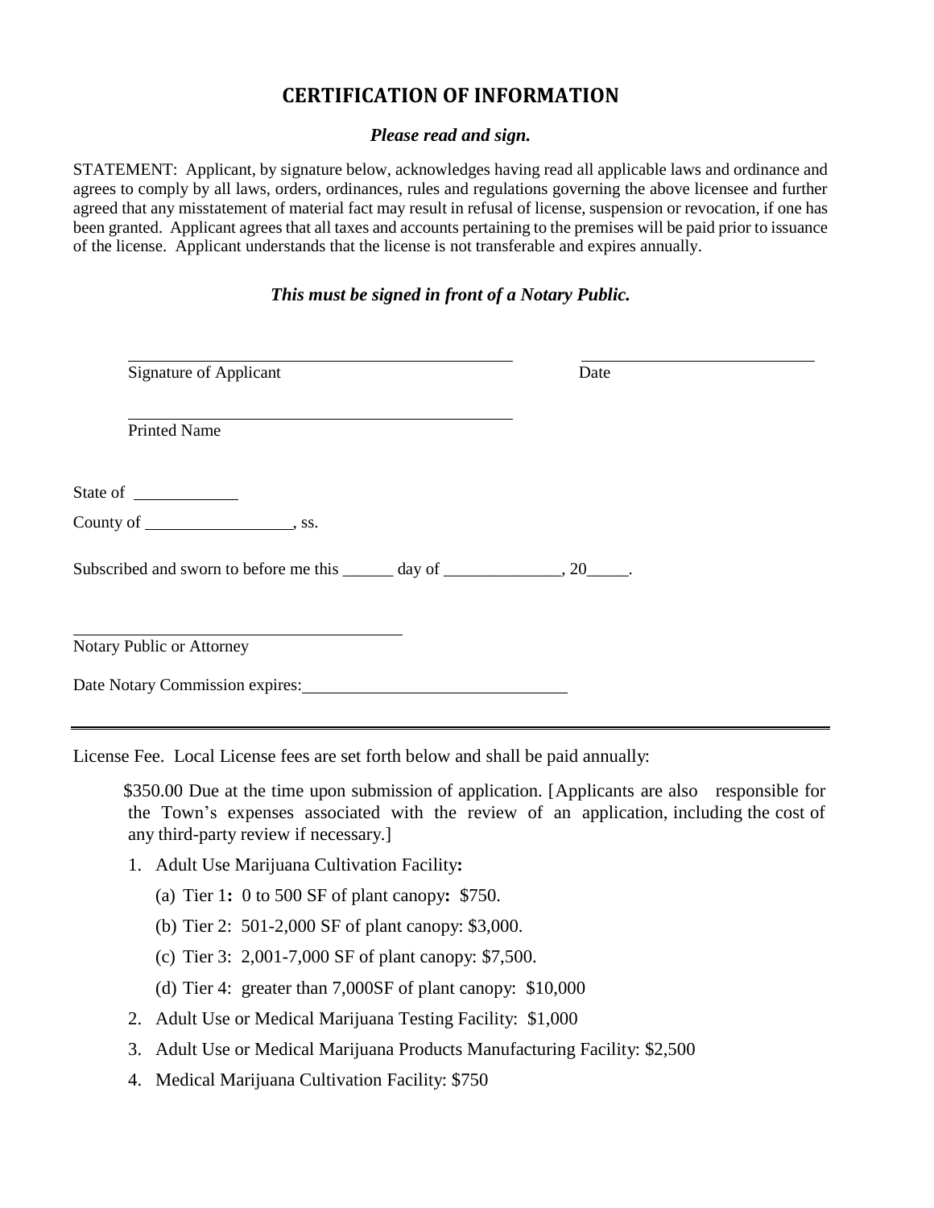# CERTIFICATION OF INFORMATION

***Please read and sign.***

STATEMENT: Applicant, by signature below, acknowledges having read all applicable laws and ordinance and agrees to comply by all laws, orders, ordinances, rules and regulations governing the above licensee and further agreed that any misstatement of material fact may result in refusal of license, suspension or revocation, if one has been granted. Applicant agrees that all taxes and accounts pertaining to the premises will be paid prior to issuance of the license. Applicant understands that the license is not transferable and expires annually.

***This must be signed in front of a Notary Public.***

\_\_\_\_\_\_\_\_\_\_\_\_\_\_\_\_\_\_\_\_\_\_\_\_\_\_\_\_\_\_\_\_\_\_\_\_\_\_\_\_ \_\_\_\_\_\_\_\_\_\_\_\_\_\_\_\_\_\_\_\_\_\_\_\_\_
Signature of Applicant Date

\_\_\_\_\_\_\_\_\_\_\_\_\_\_\_\_\_\_\_\_\_\_\_\_\_\_\_\_\_\_\_\_\_\_\_\_\_\_\_\_
Printed Name

State of \_\_\_\_\_\_\_\_\_\_\_\_

County of \_\_\_\_\_\_\_\_\_\_\_\_\_\_\_\_\_\_, ss.

Subscribed and sworn to before me this \_\_\_\_\_\_ day of \_\_\_\_\_\_\_\_\_\_\_\_\_\_, 20\_\_\_\_\_.

\_\_\_\_\_\_\_\_\_\_\_\_\_\_\_\_\_\_\_\_\_\_\_\_\_\_\_\_\_\_\_\_\_\_\_\_\_\_\_\_
Notary Public or Attorney

Date Notary Commission expires:\_\_\_\_\_\_\_\_\_\_\_\_\_\_\_\_\_\_\_\_\_\_\_\_\_\_\_\_\_\_\_\_

---

License Fee. Local License fees are set forth below and shall be paid annually:

$350.00 Due at the time upon submission of application. [Applicants are also responsible for the Town's expenses associated with the review of an application, including the cost of any third-party review if necessary.]

1. Adult Use Marijuana Cultivation Facility**:**
   (a) Tier 1**:** 0 to 500 SF of plant canopy**:** $750.
   (b) Tier 2: 501-2,000 SF of plant canopy: $3,000.
   (c) Tier 3: 2,001-7,000 SF of plant canopy: $7,500.
   (d) Tier 4: greater than 7,000SF of plant canopy: $10,000
2. Adult Use or Medical Marijuana Testing Facility: $1,000
3. Adult Use or Medical Marijuana Products Manufacturing Facility: $2,500
4. Medical Marijuana Cultivation Facility: $750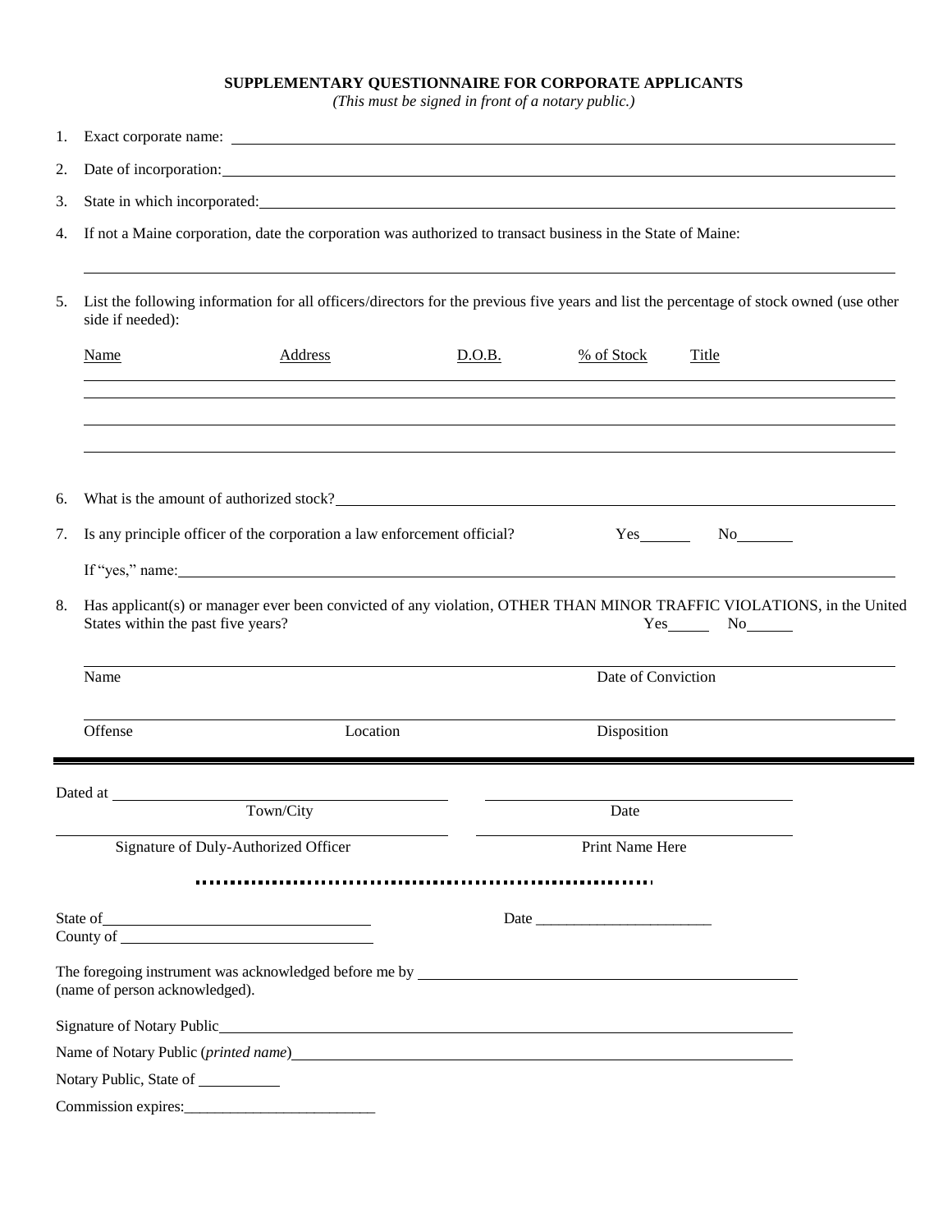# SUPPLEMENTARY QUESTIONNAIRE FOR CORPORATE APPLICANTS

*(This must be signed in front of a notary public.)*

1. Exact corporate name: ____________________

2. Date of incorporation: ____________________

3. State in which incorporated: ____________________

4. If not a Maine corporation, date the corporation was authorized to transact business in the State of Maine:

   ____________________

5. List the following information for all officers/directors for the previous five years and list the percentage of stock owned (use other side if needed):

| Name | Address | D.O.B. | % of Stock | Title |
|---|---|---|---|---|
| | | | | |
| | | | | |
| | | | | |
| | | | | |

6. What is the amount of authorized stock? ____________________

7. Is any principle officer of the corporation a law enforcement official? Yes______ No______

   If "yes," name: ____________________

8. Has applicant(s) or manager ever been convicted of any violation, OTHER THAN MINOR TRAFFIC VIOLATIONS, in the United States within the past five years? Yes______ No______

   ____________________
   Name / Date of Conviction

   ____________________
   Offense / Location / Disposition

---

Dated at ____________________ ____________________
Town/City / Date

____________________ ____________________
Signature of Duly-Authorized Officer / Print Name Here

State of ____________________ Date ____________________
County of ____________________

The foregoing instrument was acknowledged before me by ____________________ (name of person acknowledged).

Signature of Notary Public ____________________

Name of Notary Public (*printed name*) ____________________

Notary Public, State of __________

Commission expires: ____________________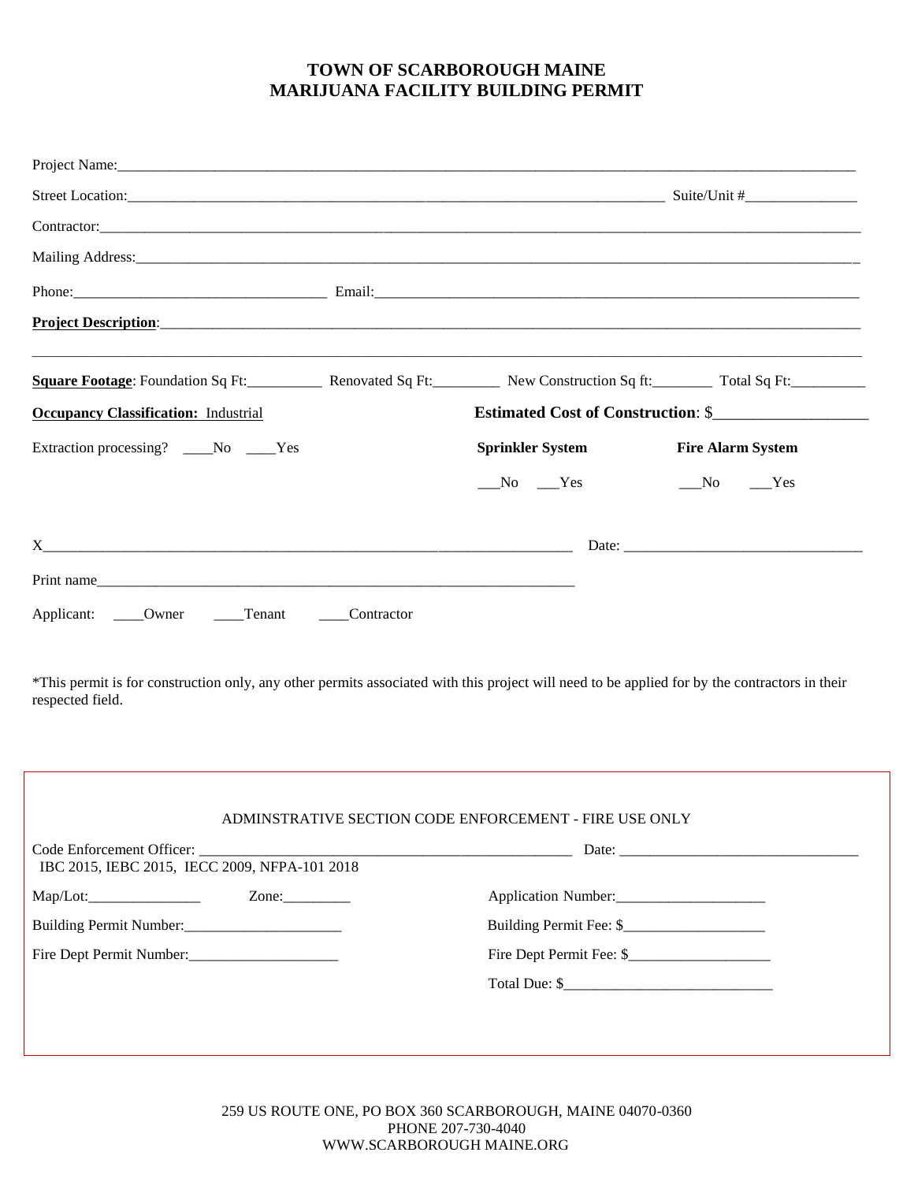# TOWN OF SCARBOROUGH MAINE
# MARIJUANA FACILITY BUILDING PERMIT

Project Name:_______________________________________________

Street Location:_______________________________________ Suite/Unit #_______________

Contractor:_______________________________________________

Mailing Address:_______________________________________________

Phone:_________________________________ Email:_________________________________

**Project Description**:_______________________________________________

_______________________________________________

**Square Footage**: Foundation Sq Ft:__________ Renovated Sq Ft:_________ New Construction Sq ft:________ Total Sq Ft:__________

**Occupancy Classification:** Industrial

**Estimated Cost of Construction**: $____________________

Extraction processing? ____No ____Yes

**Sprinkler System** ___No ___Yes

**Fire Alarm System** ___No ___Yes

X_______________________________________________ Date: ________________________________

Print name_______________________________________________

Applicant: ____Owner ____Tenant ____Contractor

*This permit is for construction only, any other permits associated with this project will need to be applied for by the contractors in their respected field.

ADMINSTRATIVE SECTION CODE ENFORCEMENT - FIRE USE ONLY

Code Enforcement Officer: ___________________________________ Date: ________________________________

IBC 2015, IEBC 2015, IECC 2009, NFPA-101 2018

Map/Lot:_______________ Zone:_________

Application Number:____________________

Building Permit Number:_____________________

Building Permit Fee: $___________________

Fire Dept Permit Number:____________________

Fire Dept Permit Fee: $___________________

Total Due: $____________________________

259 US ROUTE ONE, PO BOX 360 SCARBOROUGH, MAINE 04070-0360
PHONE 207-730-4040
WWW.SCARBOROUGH MAINE.ORG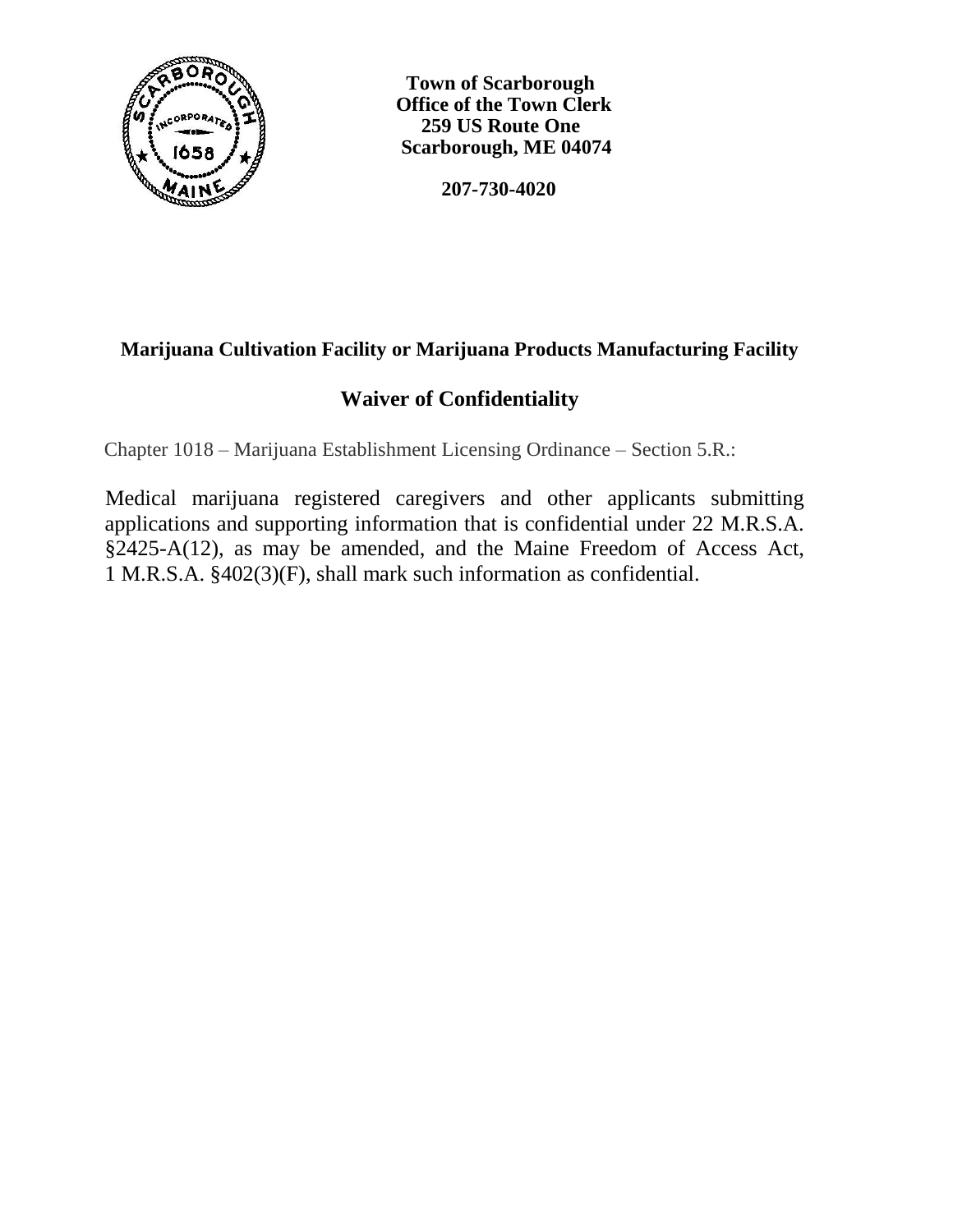**Town of Scarborough**
**Office of the Town Clerk**
**259 US Route One**
**Scarborough, ME 04074**

**207-730-4020**

## Marijuana Cultivation Facility or Marijuana Products Manufacturing Facility

## Waiver of Confidentiality

Chapter 1018 – Marijuana Establishment Licensing Ordinance – Section 5.R.:

Medical marijuana registered caregivers and other applicants submitting applications and supporting information that is confidential under 22 M.R.S.A. §2425-A(12), as may be amended, and the Maine Freedom of Access Act, 1 M.R.S.A. §402(3)(F), shall mark such information as confidential.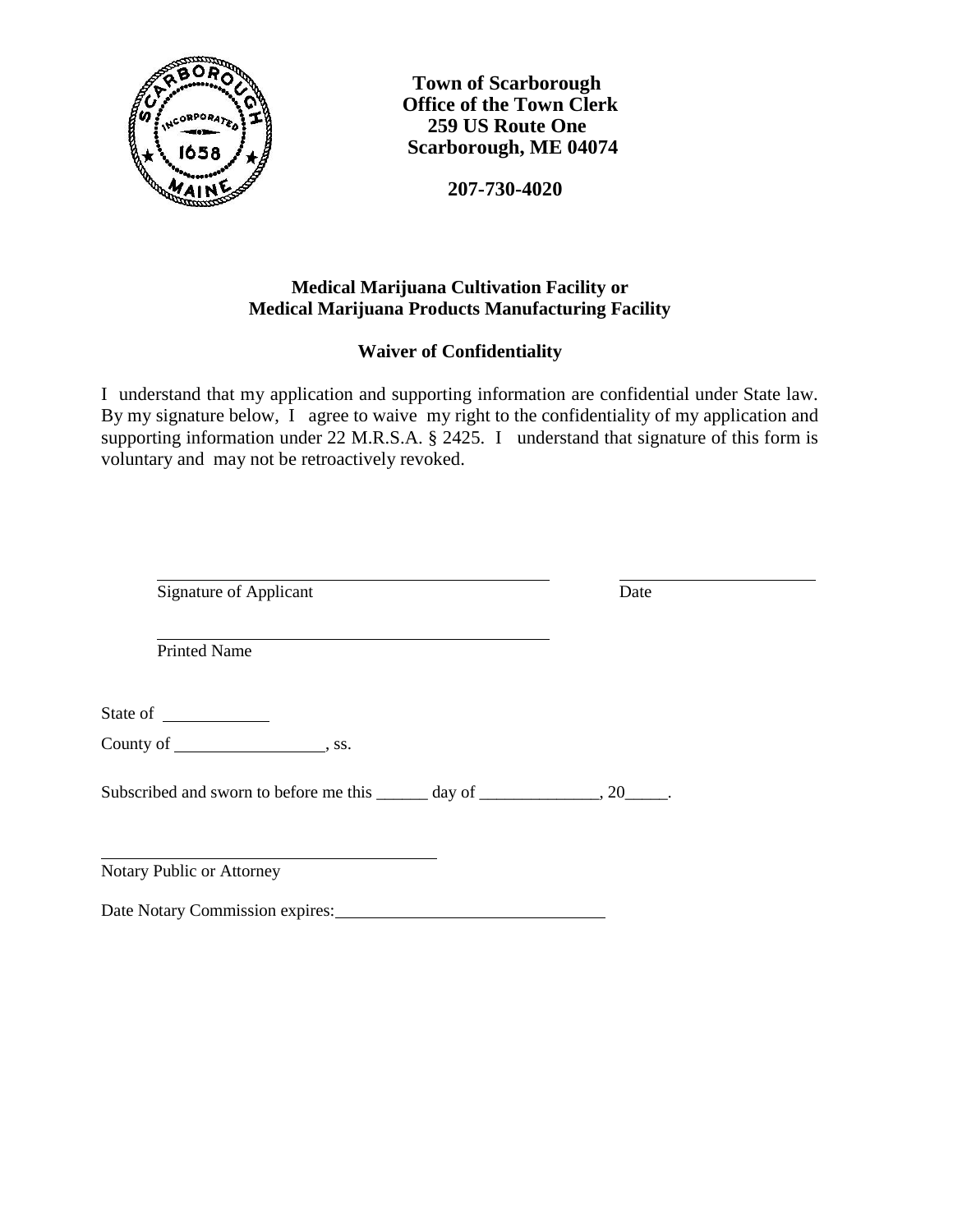**Town of Scarborough**
**Office of the Town Clerk**
**259 US Route One**
**Scarborough, ME 04074**

**207-730-4020**

## Medical Marijuana Cultivation Facility or Medical Marijuana Products Manufacturing Facility

## Waiver of Confidentiality

I understand that my application and supporting information are confidential under State law. By my signature below, I agree to waive my right to the confidentiality of my application and supporting information under 22 M.R.S.A. § 2425. I understand that signature of this form is voluntary and may not be retroactively revoked.

\_\_\_\_\_\_\_\_\_\_\_\_\_\_\_\_\_\_\_\_\_\_\_\_\_\_\_\_\_\_\_\_\_\_\_\_\_\_\_\_ \_\_\_\_\_\_\_\_\_\_\_\_\_\_\_\_\_\_\_\_
Signature of Applicant Date

\_\_\_\_\_\_\_\_\_\_\_\_\_\_\_\_\_\_\_\_\_\_\_\_\_\_\_\_\_\_\_\_\_\_\_\_\_\_\_\_
Printed Name

State of \_\_\_\_\_\_\_\_\_\_\_\_

County of \_\_\_\_\_\_\_\_\_\_\_\_\_\_\_\_\_\_, ss.

Subscribed and sworn to before me this \_\_\_\_\_\_ day of \_\_\_\_\_\_\_\_\_\_\_\_\_\_, 20\_\_\_\_\_.

\_\_\_\_\_\_\_\_\_\_\_\_\_\_\_\_\_\_\_\_\_\_\_\_\_\_\_\_\_\_\_\_\_\_\_\_\_\_\_\_
Notary Public or Attorney

Date Notary Commission expires: \_\_\_\_\_\_\_\_\_\_\_\_\_\_\_\_\_\_\_\_\_\_\_\_\_\_\_\_\_\_\_\_